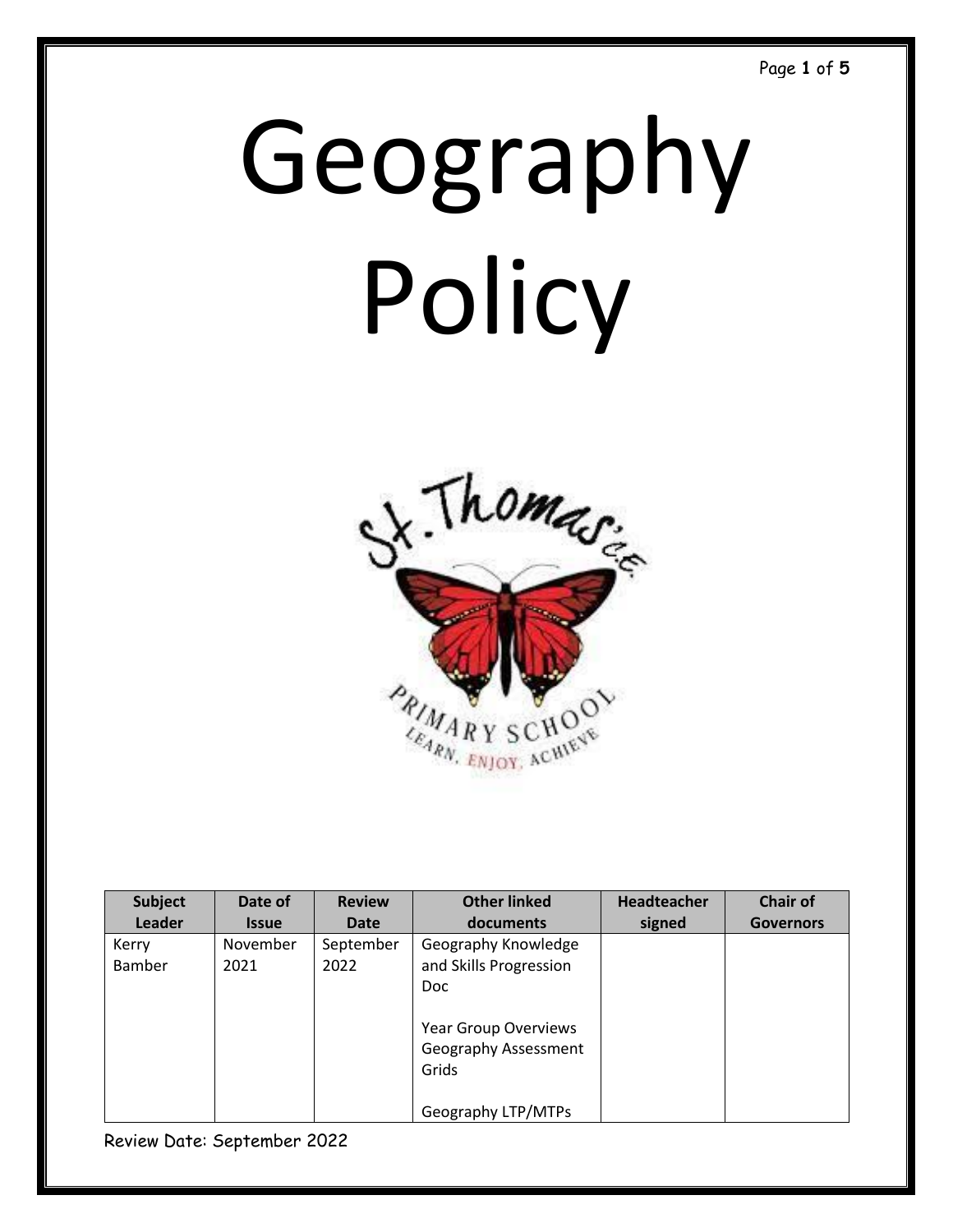# Geography Policy

| Subject Leader | Date of Issue | Review Date | Other linked documents | Headteacher signed | Chair of Governors |
|---|---|---|---|---|---|
| Kerry Bamber | November 2021 | September 2022 | Geography Knowledge and Skills Progression Doc<br><br>Year Group Overviews Geography Assessment Grids<br><br>Geography LTP/MTPs | | |

Review Date: September 2022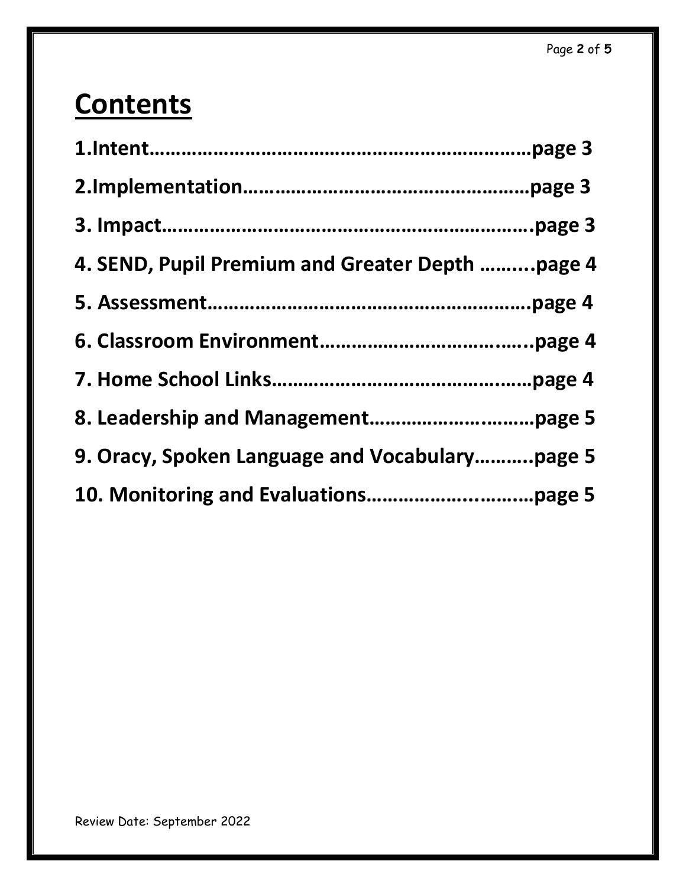# Contents

**1.Intent……………………………………………………………page 3**

**2.Implementation……………………………………………page 3**

**3. Impact…………………………………………………………..page 3**

**4. SEND, Pupil Premium and Greater Depth ……...page 4**

**5. Assessment…………………………………………………page 4**

**6. Classroom Environment……………………………..page 4**

**7. Home School Links………………………………………page 4**

**8. Leadership and Management…………………..……page 5**

**9. Oracy, Spoken Language and Vocabulary………..page 5**

**10. Monitoring and Evaluations……………..………page 5**

Review Date: September 2022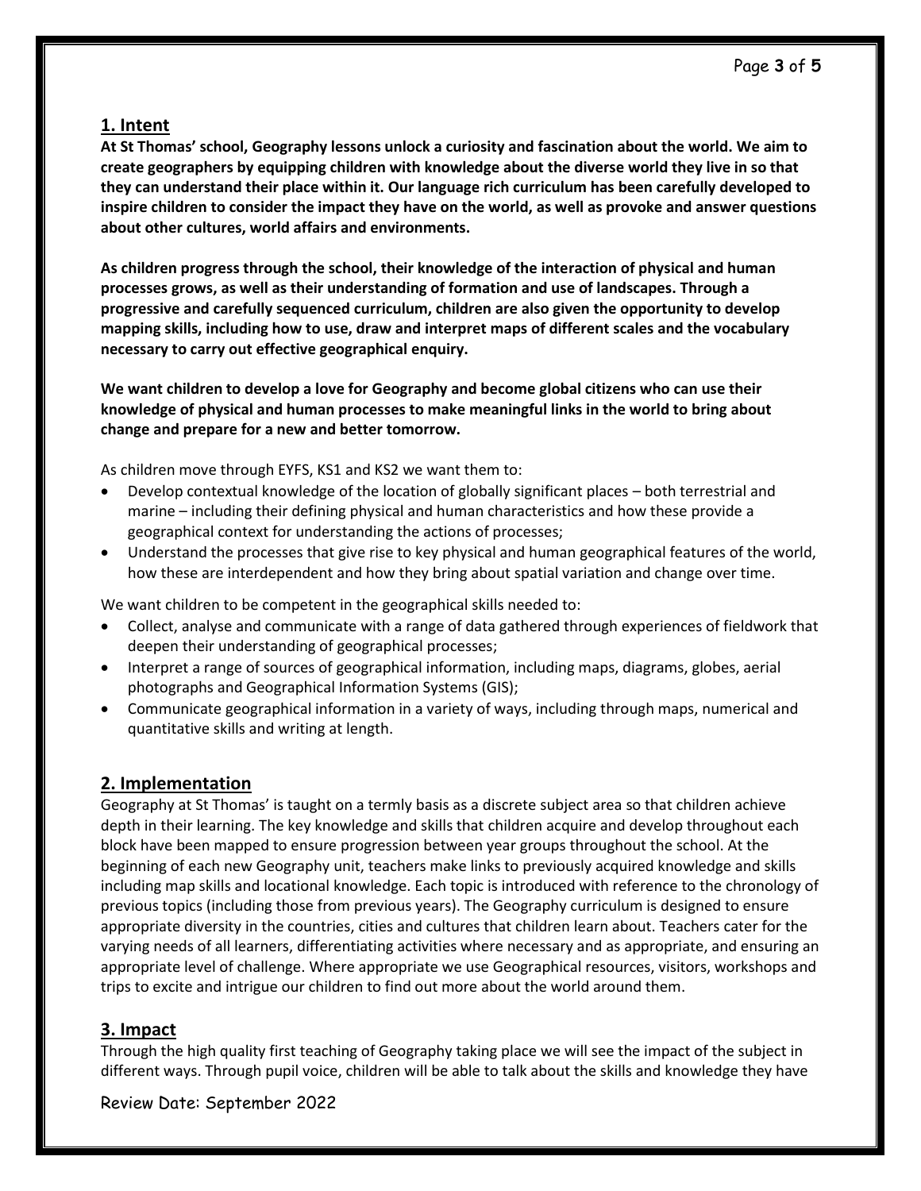## 1. Intent

**At St Thomas' school, Geography lessons unlock a curiosity and fascination about the world. We aim to create geographers by equipping children with knowledge about the diverse world they live in so that they can understand their place within it. Our language rich curriculum has been carefully developed to inspire children to consider the impact they have on the world, as well as provoke and answer questions about other cultures, world affairs and environments.**

**As children progress through the school, their knowledge of the interaction of physical and human processes grows, as well as their understanding of formation and use of landscapes. Through a progressive and carefully sequenced curriculum, children are also given the opportunity to develop mapping skills, including how to use, draw and interpret maps of different scales and the vocabulary necessary to carry out effective geographical enquiry.**

**We want children to develop a love for Geography and become global citizens who can use their knowledge of physical and human processes to make meaningful links in the world to bring about change and prepare for a new and better tomorrow.**

As children move through EYFS, KS1 and KS2 we want them to:

- Develop contextual knowledge of the location of globally significant places – both terrestrial and marine – including their defining physical and human characteristics and how these provide a geographical context for understanding the actions of processes;
- Understand the processes that give rise to key physical and human geographical features of the world, how these are interdependent and how they bring about spatial variation and change over time.

We want children to be competent in the geographical skills needed to:

- Collect, analyse and communicate with a range of data gathered through experiences of fieldwork that deepen their understanding of geographical processes;
- Interpret a range of sources of geographical information, including maps, diagrams, globes, aerial photographs and Geographical Information Systems (GIS);
- Communicate geographical information in a variety of ways, including through maps, numerical and quantitative skills and writing at length.

## 2. Implementation

Geography at St Thomas' is taught on a termly basis as a discrete subject area so that children achieve depth in their learning. The key knowledge and skills that children acquire and develop throughout each block have been mapped to ensure progression between year groups throughout the school. At the beginning of each new Geography unit, teachers make links to previously acquired knowledge and skills including map skills and locational knowledge. Each topic is introduced with reference to the chronology of previous topics (including those from previous years). The Geography curriculum is designed to ensure appropriate diversity in the countries, cities and cultures that children learn about. Teachers cater for the varying needs of all learners, differentiating activities where necessary and as appropriate, and ensuring an appropriate level of challenge. Where appropriate we use Geographical resources, visitors, workshops and trips to excite and intrigue our children to find out more about the world around them.

## 3. Impact

Through the high quality first teaching of Geography taking place we will see the impact of the subject in different ways. Through pupil voice, children will be able to talk about the skills and knowledge they have

Review Date: September 2022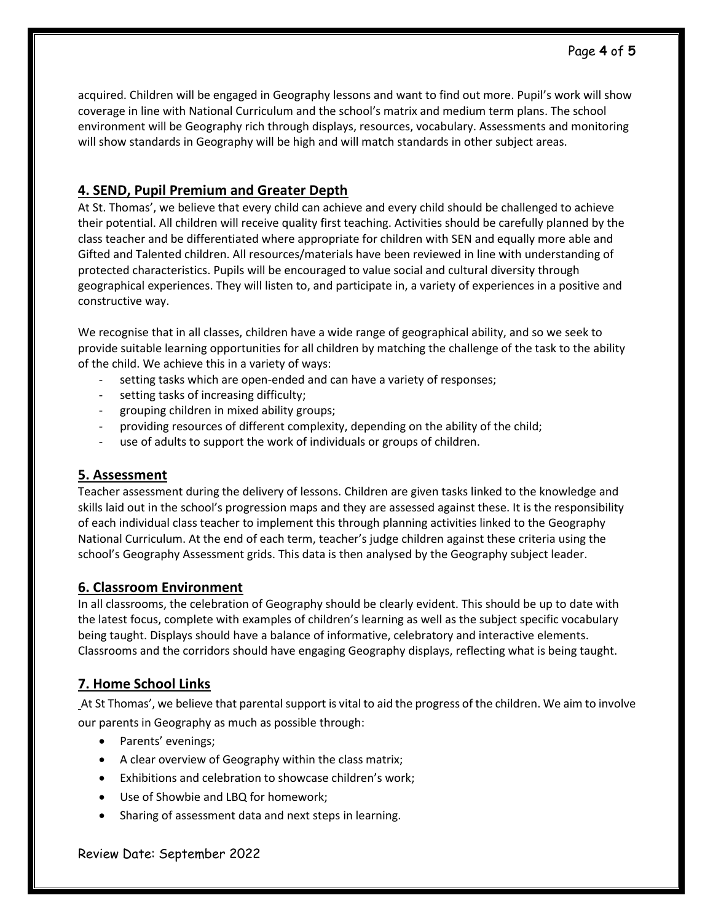acquired. Children will be engaged in Geography lessons and want to find out more. Pupil's work will show coverage in line with National Curriculum and the school's matrix and medium term plans. The school environment will be Geography rich through displays, resources, vocabulary. Assessments and monitoring will show standards in Geography will be high and will match standards in other subject areas.

## 4. SEND, Pupil Premium and Greater Depth

At St. Thomas', we believe that every child can achieve and every child should be challenged to achieve their potential. All children will receive quality first teaching. Activities should be carefully planned by the class teacher and be differentiated where appropriate for children with SEN and equally more able and Gifted and Talented children. All resources/materials have been reviewed in line with understanding of protected characteristics. Pupils will be encouraged to value social and cultural diversity through geographical experiences. They will listen to, and participate in, a variety of experiences in a positive and constructive way.

We recognise that in all classes, children have a wide range of geographical ability, and so we seek to provide suitable learning opportunities for all children by matching the challenge of the task to the ability of the child. We achieve this in a variety of ways:

- setting tasks which are open-ended and can have a variety of responses;
- setting tasks of increasing difficulty;
- grouping children in mixed ability groups;
- providing resources of different complexity, depending on the ability of the child;
- use of adults to support the work of individuals or groups of children.

## 5. Assessment

Teacher assessment during the delivery of lessons. Children are given tasks linked to the knowledge and skills laid out in the school's progression maps and they are assessed against these. It is the responsibility of each individual class teacher to implement this through planning activities linked to the Geography National Curriculum. At the end of each term, teacher's judge children against these criteria using the school's Geography Assessment grids. This data is then analysed by the Geography subject leader.

## 6. Classroom Environment

In all classrooms, the celebration of Geography should be clearly evident. This should be up to date with the latest focus, complete with examples of children's learning as well as the subject specific vocabulary being taught. Displays should have a balance of informative, celebratory and interactive elements. Classrooms and the corridors should have engaging Geography displays, reflecting what is being taught.

## 7. Home School Links

At St Thomas', we believe that parental support is vital to aid the progress of the children. We aim to involve our parents in Geography as much as possible through:

- Parents' evenings;
- A clear overview of Geography within the class matrix;
- Exhibitions and celebration to showcase children's work;
- Use of Showbie and LBQ for homework;
- Sharing of assessment data and next steps in learning.

Review Date: September 2022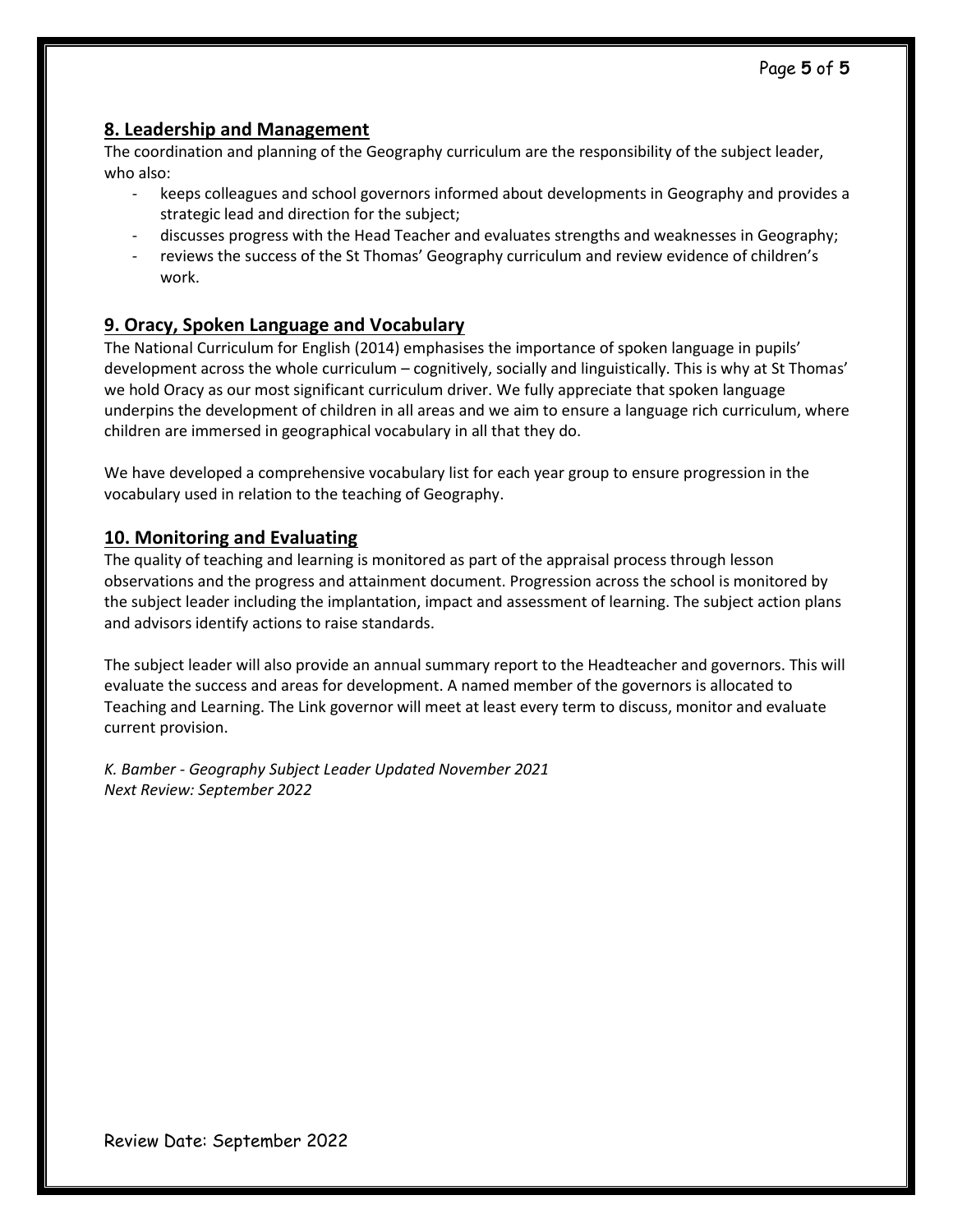## 8. Leadership and Management

The coordination and planning of the Geography curriculum are the responsibility of the subject leader, who also:

- keeps colleagues and school governors informed about developments in Geography and provides a strategic lead and direction for the subject;
- discusses progress with the Head Teacher and evaluates strengths and weaknesses in Geography;
- reviews the success of the St Thomas' Geography curriculum and review evidence of children's work.

## 9. Oracy, Spoken Language and Vocabulary

The National Curriculum for English (2014) emphasises the importance of spoken language in pupils' development across the whole curriculum – cognitively, socially and linguistically. This is why at St Thomas' we hold Oracy as our most significant curriculum driver. We fully appreciate that spoken language underpins the development of children in all areas and we aim to ensure a language rich curriculum, where children are immersed in geographical vocabulary in all that they do.

We have developed a comprehensive vocabulary list for each year group to ensure progression in the vocabulary used in relation to the teaching of Geography.

## 10. Monitoring and Evaluating

The quality of teaching and learning is monitored as part of the appraisal process through lesson observations and the progress and attainment document. Progression across the school is monitored by the subject leader including the implantation, impact and assessment of learning. The subject action plans and advisors identify actions to raise standards.

The subject leader will also provide an annual summary report to the Headteacher and governors. This will evaluate the success and areas for development. A named member of the governors is allocated to Teaching and Learning. The Link governor will meet at least every term to discuss, monitor and evaluate current provision.

*K. Bamber - Geography Subject Leader Updated November 2021*
*Next Review: September 2022*

Review Date: September 2022